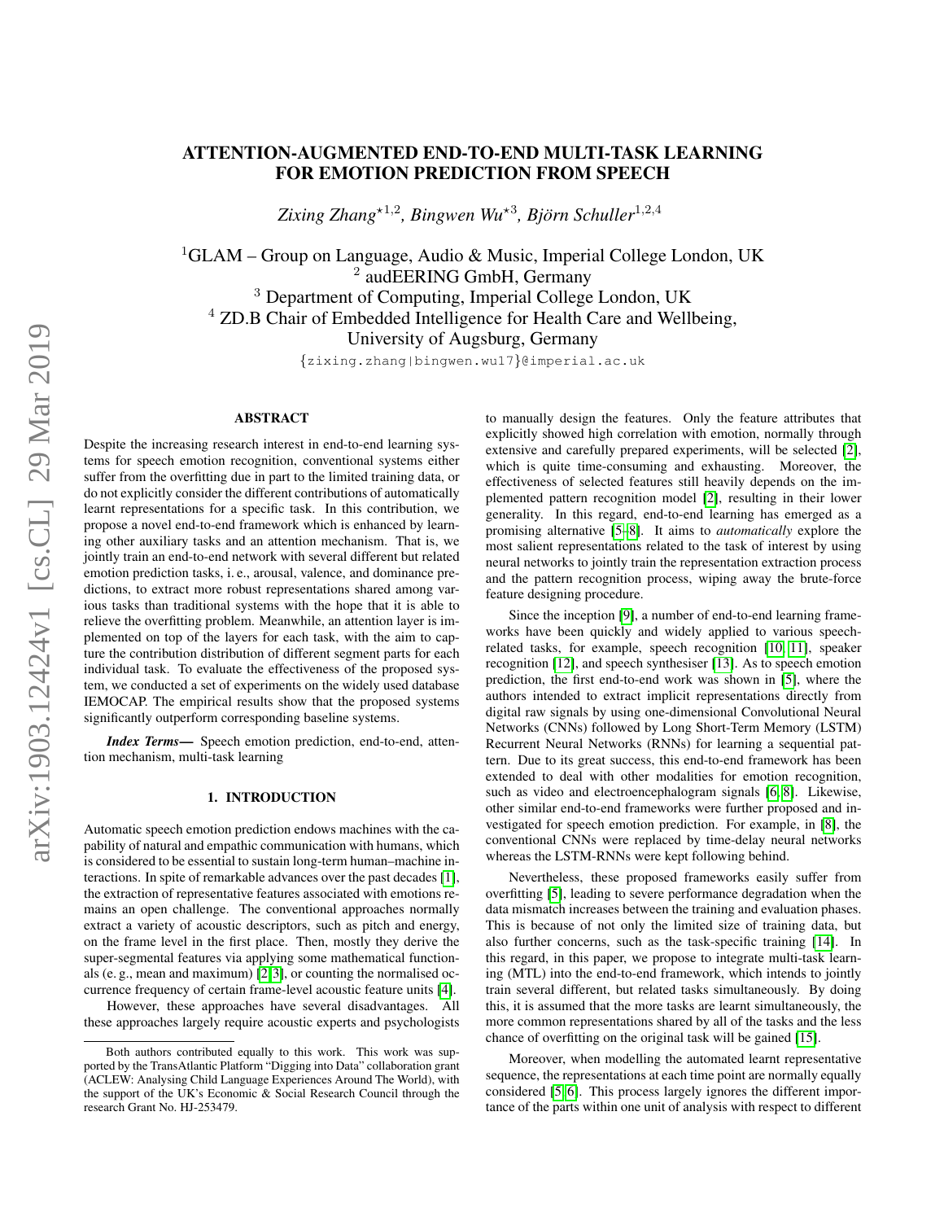# ATTENTION-AUGMENTED END-TO-END MULTI-TASK LEARNING FOR EMOTION PREDICTION FROM SPEECH

*Zixing Zhang*[⋆1,2], *Bingwen Wu*[⋆3], *Björn Schuller*[1,2,4]

[1]GLAM – Group on Language, Audio & Music, Imperial College London, UK
[2] audEERING GmbH, Germany
[3] Department of Computing, Imperial College London, UK
[4] ZD.B Chair of Embedded Intelligence for Health Care and Wellbeing, University of Augsburg, Germany

{zixing.zhang|bingwen.wu17}@imperial.ac.uk

## ABSTRACT

Despite the increasing research interest in end-to-end learning systems for speech emotion recognition, conventional systems either suffer from the overfitting due in part to the limited training data, or do not explicitly consider the different contributions of automatically learnt representations for a specific task. In this contribution, we propose a novel end-to-end framework which is enhanced by learning other auxiliary tasks and an attention mechanism. That is, we jointly train an end-to-end network with several different but related emotion prediction tasks, i. e., arousal, valence, and dominance predictions, to extract more robust representations shared among various tasks than traditional systems with the hope that it is able to relieve the overfitting problem. Meanwhile, an attention layer is implemented on top of the layers for each task, with the aim to capture the contribution distribution of different segment parts for each individual task. To evaluate the effectiveness of the proposed system, we conducted a set of experiments on the widely used database IEMOCAP. The empirical results show that the proposed systems significantly outperform corresponding baseline systems.

***Index Terms*—** Speech emotion prediction, end-to-end, attention mechanism, multi-task learning

## 1. INTRODUCTION

Automatic speech emotion prediction endows machines with the capability of natural and empathic communication with humans, which is considered to be essential to sustain long-term human–machine interactions. In spite of remarkable advances over the past decades [1], the extraction of representative features associated with emotions remains an open challenge. The conventional approaches normally extract a variety of acoustic descriptors, such as pitch and energy, on the frame level in the first place. Then, mostly they derive the super-segmental features via applying some mathematical functionals (e. g., mean and maximum) [2,3], or counting the normalised occurrence frequency of certain frame-level acoustic feature units [4].

However, these approaches have several disadvantages. All these approaches largely require acoustic experts and psychologists to manually design the features. Only the feature attributes that explicitly showed high correlation with emotion, normally through extensive and carefully prepared experiments, will be selected [2], which is quite time-consuming and exhausting. Moreover, the effectiveness of selected features still heavily depends on the implemented pattern recognition model [2], resulting in their lower generality. In this regard, end-to-end learning has emerged as a promising alternative [5–8]. It aims to *automatically* explore the most salient representations related to the task of interest by using neural networks to jointly train the representation extraction process and the pattern recognition process, wiping away the brute-force feature designing procedure.

Since the inception [9], a number of end-to-end learning frameworks have been quickly and widely applied to various speech-related tasks, for example, speech recognition [10, 11], speaker recognition [12], and speech synthesiser [13]. As to speech emotion prediction, the first end-to-end work was shown in [5], where the authors intended to extract implicit representations directly from digital raw signals by using one-dimensional Convolutional Neural Networks (CNNs) followed by Long Short-Term Memory (LSTM) Recurrent Neural Networks (RNNs) for learning a sequential pattern. Due to its great success, this end-to-end framework has been extended to deal with other modalities for emotion recognition, such as video and electroencephalogram signals [6, 8]. Likewise, other similar end-to-end frameworks were further proposed and investigated for speech emotion prediction. For example, in [8], the conventional CNNs were replaced by time-delay neural networks whereas the LSTM-RNNs were kept following behind.

Nevertheless, these proposed frameworks easily suffer from overfitting [5], leading to severe performance degradation when the data mismatch increases between the training and evaluation phases. This is because of not only the limited size of training data, but also further concerns, such as the task-specific training [14]. In this regard, in this paper, we propose to integrate multi-task learning (MTL) into the end-to-end framework, which intends to jointly train several different, but related tasks simultaneously. By doing this, it is assumed that the more tasks are learnt simultaneously, the more common representations shared by all of the tasks and the less chance of overfitting on the original task will be gained [15].

Moreover, when modelling the automated learnt representative sequence, the representations at each time point are normally equally considered [5, 6]. This process largely ignores the different importance of the parts within one unit of analysis with respect to different

---

Both authors contributed equally to this work. This work was supported by the TransAtlantic Platform "Digging into Data" collaboration grant (ACLEW: Analysing Child Language Experiences Around The World), with the support of the UK's Economic & Social Research Council through the research Grant No. HJ-253479.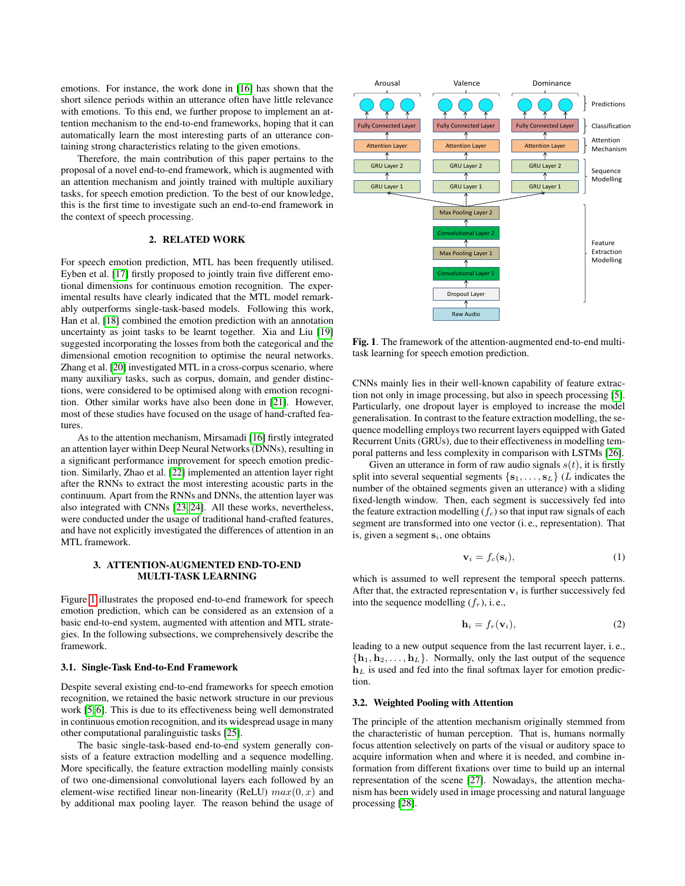emotions. For instance, the work done in [16] has shown that the short silence periods within an utterance often have little relevance with emotions. To this end, we further propose to implement an attention mechanism to the end-to-end frameworks, hoping that it can automatically learn the most interesting parts of an utterance containing strong characteristics relating to the given emotions.

Therefore, the main contribution of this paper pertains to the proposal of a novel end-to-end framework, which is augmented with an attention mechanism and jointly trained with multiple auxiliary tasks, for speech emotion prediction. To the best of our knowledge, this is the first time to investigate such an end-to-end framework in the context of speech processing.

## 2. RELATED WORK

For speech emotion prediction, MTL has been frequently utilised. Eyben et al. [17] firstly proposed to jointly train five different emotional dimensions for continuous emotion recognition. The experimental results have clearly indicated that the MTL model remarkably outperforms single-task-based models. Following this work, Han et al. [18] combined the emotion prediction with an annotation uncertainty as joint tasks to be learnt together. Xia and Liu [19] suggested incorporating the losses from both the categorical and the dimensional emotion recognition to optimise the neural networks. Zhang et al. [20] investigated MTL in a cross-corpus scenario, where many auxiliary tasks, such as corpus, domain, and gender distinctions, were considered to be optimised along with emotion recognition. Other similar works have also been done in [21]. However, most of these studies have focused on the usage of hand-crafted features.

As to the attention mechanism, Mirsamadi [16] firstly integrated an attention layer within Deep Neural Networks (DNNs), resulting in a significant performance improvement for speech emotion prediction. Similarly, Zhao et al. [22] implemented an attention layer right after the RNNs to extract the most interesting acoustic parts in the continuum. Apart from the RNNs and DNNs, the attention layer was also integrated with CNNs [23, 24]. All these works, nevertheless, were conducted under the usage of traditional hand-crafted features, and have not explicitly investigated the differences of attention in an MTL framework.

## 3. ATTENTION-AUGMENTED END-TO-END MULTI-TASK LEARNING

Figure 1 illustrates the proposed end-to-end framework for speech emotion prediction, which can be considered as an extension of a basic end-to-end system, augmented with attention and MTL strategies. In the following subsections, we comprehensively describe the framework.

### 3.1. Single-Task End-to-End Framework

Despite several existing end-to-end frameworks for speech emotion recognition, we retained the basic network structure in our previous work [5, 6]. This is due to its effectiveness being well demonstrated in continuous emotion recognition, and its widespread usage in many other computational paralinguistic tasks [25].

The basic single-task-based end-to-end system generally consists of a feature extraction modelling and a sequence modelling. More specifically, the feature extraction modelling mainly consists of two one-dimensional convolutional layers each followed by an element-wise rectified linear non-linearity (ReLU) $max(0, x)$ and by additional max pooling layer. The reason behind the usage of CNNs mainly lies in their well-known capability of feature extraction not only in image processing, but also in speech processing [5]. Particularly, one dropout layer is employed to increase the model generalisation. In contrast to the feature extraction modelling, the sequence modelling employs two recurrent layers equipped with Gated Recurrent Units (GRUs), due to their effectiveness in modelling temporal patterns and less complexity in comparison with LSTMs [26].

**Fig. 1**. The framework of the attention-augmented end-to-end multi-task learning for speech emotion prediction.

Given an utterance in form of raw audio signals $s(t)$, it is firstly split into several sequential segments $\{\mathbf{s}_1, \ldots, \mathbf{s}_L\}$ ($L$ indicates the number of the obtained segments given an utterance) with a sliding fixed-length window. Then, each segment is successively fed into the feature extraction modelling ($f_c$) so that input raw signals of each segment are transformed into one vector (i. e., representation). That is, given a segment $\mathbf{s}_i$, one obtains

$$\mathbf{v}_i = f_c(\mathbf{s}_i), \tag{1}$$

which is assumed to well represent the temporal speech patterns. After that, the extracted representation $\mathbf{v}_i$ is further successively fed into the sequence modelling ($f_r$), i. e.,

$$\mathbf{h}_i = f_r(\mathbf{v}_i), \tag{2}$$

leading to a new output sequence from the last recurrent layer, i. e., $\{\mathbf{h}_1, \mathbf{h}_2, \ldots, \mathbf{h}_L\}$. Normally, only the last output of the sequence $\mathbf{h}_L$ is used and fed into the final softmax layer for emotion prediction.

### 3.2. Weighted Pooling with Attention

The principle of the attention mechanism originally stemmed from the characteristic of human perception. That is, humans normally focus attention selectively on parts of the visual or auditory space to acquire information when and where it is needed, and combine information from different fixations over time to build up an internal representation of the scene [27]. Nowadays, the attention mechanism has been widely used in image processing and natural language processing [28].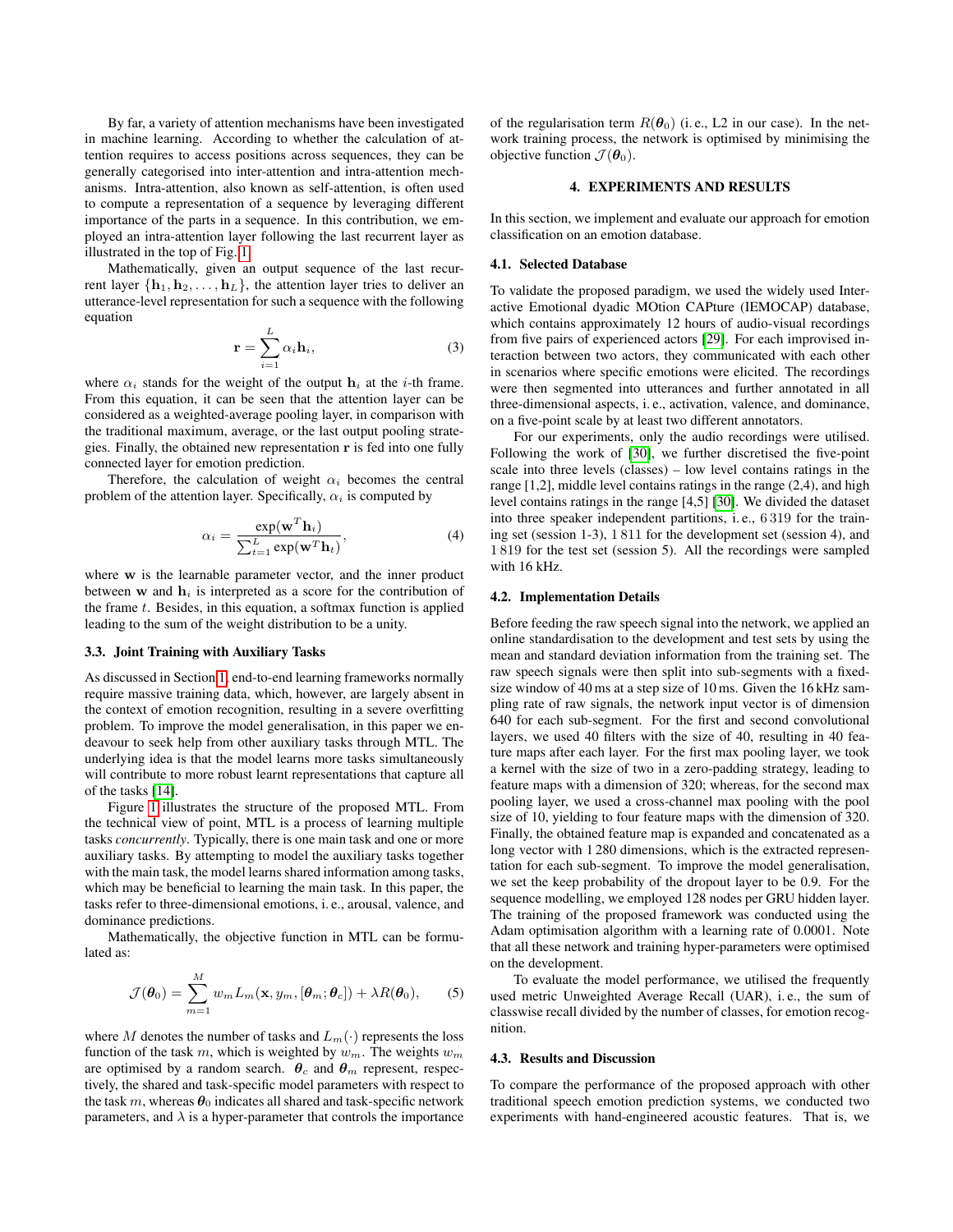By far, a variety of attention mechanisms have been investigated in machine learning. According to whether the calculation of attention requires to access positions across sequences, they can be generally categorised into inter-attention and intra-attention mechanisms. Intra-attention, also known as self-attention, is often used to compute a representation of a sequence by leveraging different importance of the parts in a sequence. In this contribution, we employed an intra-attention layer following the last recurrent layer as illustrated in the top of Fig. 1.

Mathematically, given an output sequence of the last recurrent layer $\{\mathbf{h}_1, \mathbf{h}_2, \ldots, \mathbf{h}_L\}$, the attention layer tries to deliver an utterance-level representation for such a sequence with the following equation

$$\mathbf{r} = \sum_{i=1}^{L} \alpha_i \mathbf{h}_i, \tag{3}$$

where $\alpha_i$ stands for the weight of the output $\mathbf{h}_i$ at the $i$-th frame. From this equation, it can be seen that the attention layer can be considered as a weighted-average pooling layer, in comparison with the traditional maximum, average, or the last output pooling strategies. Finally, the obtained new representation $\mathbf{r}$ is fed into one fully connected layer for emotion prediction.

Therefore, the calculation of weight $\alpha_i$ becomes the central problem of the attention layer. Specifically, $\alpha_i$ is computed by

$$\alpha_i = \frac{\exp(\mathbf{w}^T \mathbf{h}_i)}{\sum_{t=1}^{L} \exp(\mathbf{w}^T \mathbf{h}_t)}, \tag{4}$$

where $\mathbf{w}$ is the learnable parameter vector, and the inner product between $\mathbf{w}$ and $\mathbf{h}_i$ is interpreted as a score for the contribution of the frame $t$. Besides, in this equation, a softmax function is applied leading to the sum of the weight distribution to be a unity.

### 3.3. Joint Training with Auxiliary Tasks

As discussed in Section 1, end-to-end learning frameworks normally require massive training data, which, however, are largely absent in the context of emotion recognition, resulting in a severe overfitting problem. To improve the model generalisation, in this paper we endeavour to seek help from other auxiliary tasks through MTL. The underlying idea is that the model learns more tasks simultaneously will contribute to more robust learnt representations that capture all of the tasks [14].

Figure 1 illustrates the structure of the proposed MTL. From the technical view of point, MTL is a process of learning multiple tasks *concurrently*. Typically, there is one main task and one or more auxiliary tasks. By attempting to model the auxiliary tasks together with the main task, the model learns shared information among tasks, which may be beneficial to learning the main task. In this paper, the tasks refer to three-dimensional emotions, i. e., arousal, valence, and dominance predictions.

Mathematically, the objective function in MTL can be formulated as:

$$\mathcal{J}(\boldsymbol{\theta}_0) = \sum_{m=1}^{M} w_m L_m(\mathbf{x}, y_m, [\boldsymbol{\theta}_m; \boldsymbol{\theta}_c]) + \lambda R(\boldsymbol{\theta}_0), \tag{5}$$

where $M$ denotes the number of tasks and $L_m(\cdot)$ represents the loss function of the task $m$, which is weighted by $w_m$. The weights $w_m$ are optimised by a random search. $\boldsymbol{\theta}_c$ and $\boldsymbol{\theta}_m$ represent, respectively, the shared and task-specific model parameters with respect to the task $m$, whereas $\boldsymbol{\theta}_0$ indicates all shared and task-specific network parameters, and $\lambda$ is a hyper-parameter that controls the importance of the regularisation term $R(\boldsymbol{\theta}_0)$ (i. e., L2 in our case). In the network training process, the network is optimised by minimising the objective function $\mathcal{J}(\boldsymbol{\theta}_0)$.

## 4. EXPERIMENTS AND RESULTS

In this section, we implement and evaluate our approach for emotion classification on an emotion database.

### 4.1. Selected Database

To validate the proposed paradigm, we used the widely used Interactive Emotional dyadic MOtion CAPture (IEMOCAP) database, which contains approximately 12 hours of audio-visual recordings from five pairs of experienced actors [29]. For each improvised interaction between two actors, they communicated with each other in scenarios where specific emotions were elicited. The recordings were then segmented into utterances and further annotated in all three-dimensional aspects, i. e., activation, valence, and dominance, on a five-point scale by at least two different annotators.

For our experiments, only the audio recordings were utilised. Following the work of [30], we further discretised the five-point scale into three levels (classes) – low level contains ratings in the range [1,2], middle level contains ratings in the range (2,4), and high level contains ratings in the range [4,5] [30]. We divided the dataset into three speaker independent partitions, i. e., 6 319 for the training set (session 1-3), 1 811 for the development set (session 4), and 1 819 for the test set (session 5). All the recordings were sampled with 16 kHz.

### 4.2. Implementation Details

Before feeding the raw speech signal into the network, we applied an online standardisation to the development and test sets by using the mean and standard deviation information from the training set. The raw speech signals were then split into sub-segments with a fixed-size window of 40 ms at a step size of 10 ms. Given the 16 kHz sampling rate of raw signals, the network input vector is of dimension 640 for each sub-segment. For the first and second convolutional layers, we used 40 filters with the size of 40, resulting in 40 feature maps after each layer. For the first max pooling layer, we took a kernel with the size of two in a zero-padding strategy, leading to feature maps with a dimension of 320; whereas, for the second max pooling layer, we used a cross-channel max pooling with the pool size of 10, yielding to four feature maps with the dimension of 320. Finally, the obtained feature map is expanded and concatenated as a long vector with 1 280 dimensions, which is the extracted representation for each sub-segment. To improve the model generalisation, we set the keep probability of the dropout layer to be 0.9. For the sequence modelling, we employed 128 nodes per GRU hidden layer. The training of the proposed framework was conducted using the Adam optimisation algorithm with a learning rate of 0.0001. Note that all these network and training hyper-parameters were optimised on the development.

To evaluate the model performance, we utilised the frequently used metric Unweighted Average Recall (UAR), i. e., the sum of classwise recall divided by the number of classes, for emotion recognition.

### 4.3. Results and Discussion

To compare the performance of the proposed approach with other traditional speech emotion prediction systems, we conducted two experiments with hand-engineered acoustic features. That is, we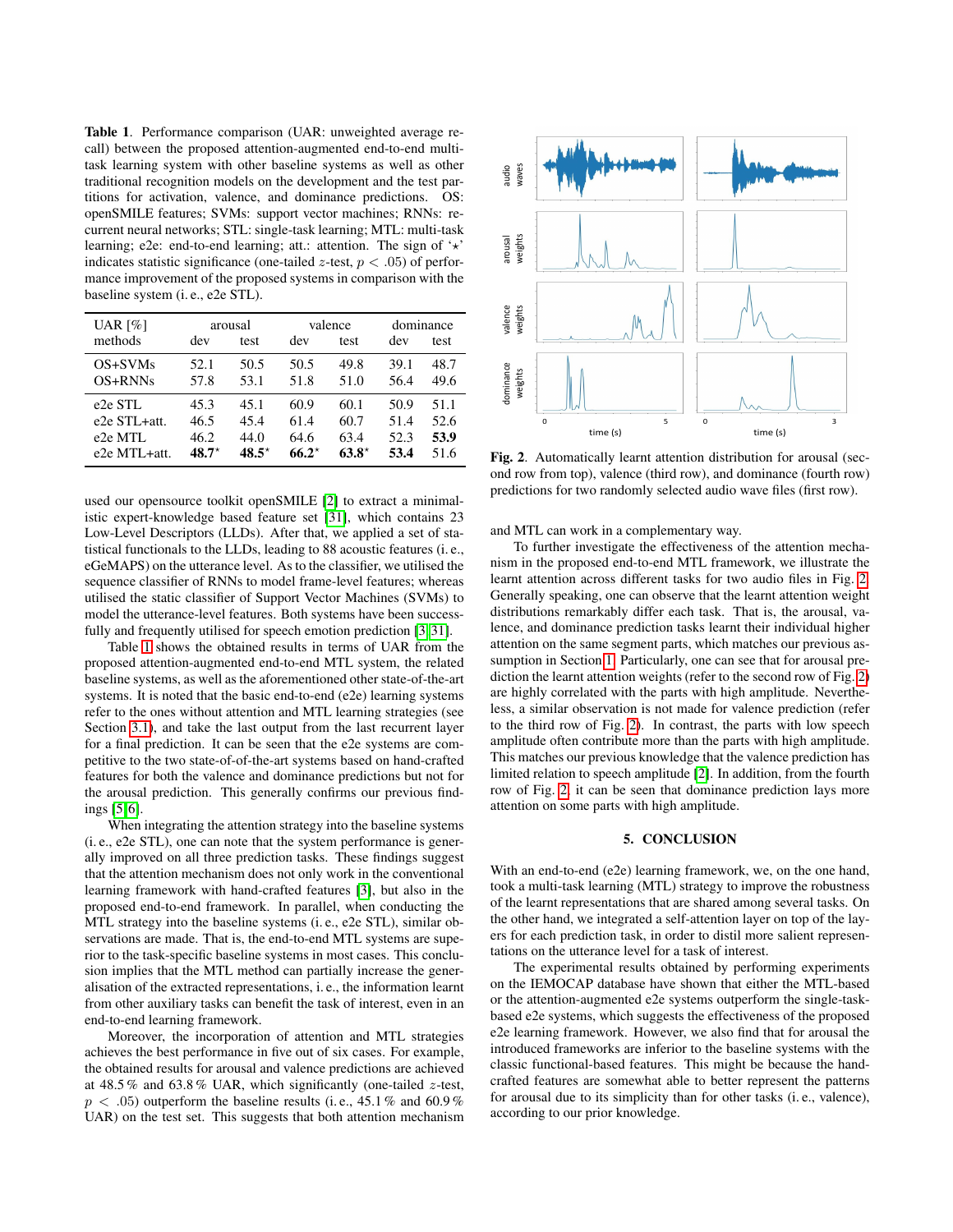**Table 1**. Performance comparison (UAR: unweighted average recall) between the proposed attention-augmented end-to-end multi-task learning system with other baseline systems as well as other traditional recognition models on the development and the test partitions for activation, valence, and dominance predictions. OS: openSMILE features; SVMs: support vector machines; RNNs: recurrent neural networks; STL: single-task learning; MTL: multi-task learning; e2e: end-to-end learning; att.: attention. The sign of '⋆' indicates statistic significance (one-tailed $z$-test, $p < .05$) of performance improvement of the proposed systems in comparison with the baseline system (i. e., e2e STL).

| UAR [%] | arousal | | valence | | dominance | |
|---|---|---|---|---|---|---|
| methods | dev | test | dev | test | dev | test |
| OS+SVMs | 52.1 | 50.5 | 50.5 | 49.8 | 39.1 | 48.7 |
| OS+RNNs | 57.8 | 53.1 | 51.8 | 51.0 | 56.4 | 49.6 |
| e2e STL | 45.3 | 45.1 | 60.9 | 60.1 | 50.9 | 51.1 |
| e2e STL+att. | 46.5 | 45.4 | 61.4 | 60.7 | 51.4 | 52.6 |
| e2e MTL | 46.2 | 44.0 | 64.6 | 63.4 | 52.3 | **53.9** |
| e2e MTL+att. | **48.7**⋆ | **48.5**⋆ | **66.2**⋆ | **63.8**⋆ | **53.4** | 51.6 |

used our opensource toolkit openSMILE [2] to extract a minimalistic expert-knowledge based feature set [31], which contains 23 Low-Level Descriptors (LLDs). After that, we applied a set of statistical functionals to the LLDs, leading to 88 acoustic features (i. e., eGeMAPS) on the utterance level. As to the classifier, we utilised the sequence classifier of RNNs to model frame-level features; whereas utilised the static classifier of Support Vector Machines (SVMs) to model the utterance-level features. Both systems have been successfully and frequently utilised for speech emotion prediction [3, 31].

Table 1 shows the obtained results in terms of UAR from the proposed attention-augmented end-to-end MTL system, the related baseline systems, as well as the aforementioned other state-of-the-art systems. It is noted that the basic end-to-end (e2e) learning systems refer to the ones without attention and MTL learning strategies (see Section 3.1), and take the last output from the last recurrent layer for a final prediction. It can be seen that the e2e systems are competitive to the two state-of-of-the-art systems based on hand-crafted features for both the valence and dominance predictions but not for the arousal prediction. This generally confirms our previous findings [5, 6].

When integrating the attention strategy into the baseline systems (i. e., e2e STL), one can note that the system performance is generally improved on all three prediction tasks. These findings suggest that the attention mechanism does not only work in the conventional learning framework with hand-crafted features [3], but also in the proposed end-to-end framework. In parallel, when conducting the MTL strategy into the baseline systems (i. e., e2e STL), similar observations are made. That is, the end-to-end MTL systems are superior to the task-specific baseline systems in most cases. This conclusion implies that the MTL method can partially increase the generalisation of the extracted representations, i. e., the information learnt from other auxiliary tasks can benefit the task of interest, even in an end-to-end learning framework.

Moreover, the incorporation of attention and MTL strategies achieves the best performance in five out of six cases. For example, the obtained results for arousal and valence predictions are achieved at 48.5 % and 63.8 % UAR, which significantly (one-tailed $z$-test, $p < .05$) outperform the baseline results (i. e., 45.1 % and 60.9 % UAR) on the test set. This suggests that both attention mechanism and MTL can work in a complementary way.

**Fig. 2**. Automatically learnt attention distribution for arousal (second row from top), valence (third row), and dominance (fourth row) predictions for two randomly selected audio wave files (first row).

To further investigate the effectiveness of the attention mechanism in the proposed end-to-end MTL framework, we illustrate the learnt attention across different tasks for two audio files in Fig. 2. Generally speaking, one can observe that the learnt attention weight distributions remarkably differ each task. That is, the arousal, valence, and dominance prediction tasks learnt their individual higher attention on the same segment parts, which matches our previous assumption in Section 1. Particularly, one can see that for arousal prediction the learnt attention weights (refer to the second row of Fig. 2) are highly correlated with the parts with high amplitude. Nevertheless, a similar observation is not made for valence prediction (refer to the third row of Fig. 2). In contrast, the parts with low speech amplitude often contribute more than the parts with high amplitude. This matches our previous knowledge that the valence prediction has limited relation to speech amplitude [2]. In addition, from the fourth row of Fig. 2, it can be seen that dominance prediction lays more attention on some parts with high amplitude.

## 5. CONCLUSION

With an end-to-end (e2e) learning framework, we, on the one hand, took a multi-task learning (MTL) strategy to improve the robustness of the learnt representations that are shared among several tasks. On the other hand, we integrated a self-attention layer on top of the layers for each prediction task, in order to distil more salient representations on the utterance level for a task of interest.

The experimental results obtained by performing experiments on the IEMOCAP database have shown that either the MTL-based or the attention-augmented e2e systems outperform the single-task-based e2e systems, which suggests the effectiveness of the proposed e2e learning framework. However, we also find that for arousal the introduced frameworks are inferior to the baseline systems with the classic functional-based features. This might be because the hand-crafted features are somewhat able to better represent the patterns for arousal due to its simplicity than for other tasks (i. e., valence), according to our prior knowledge.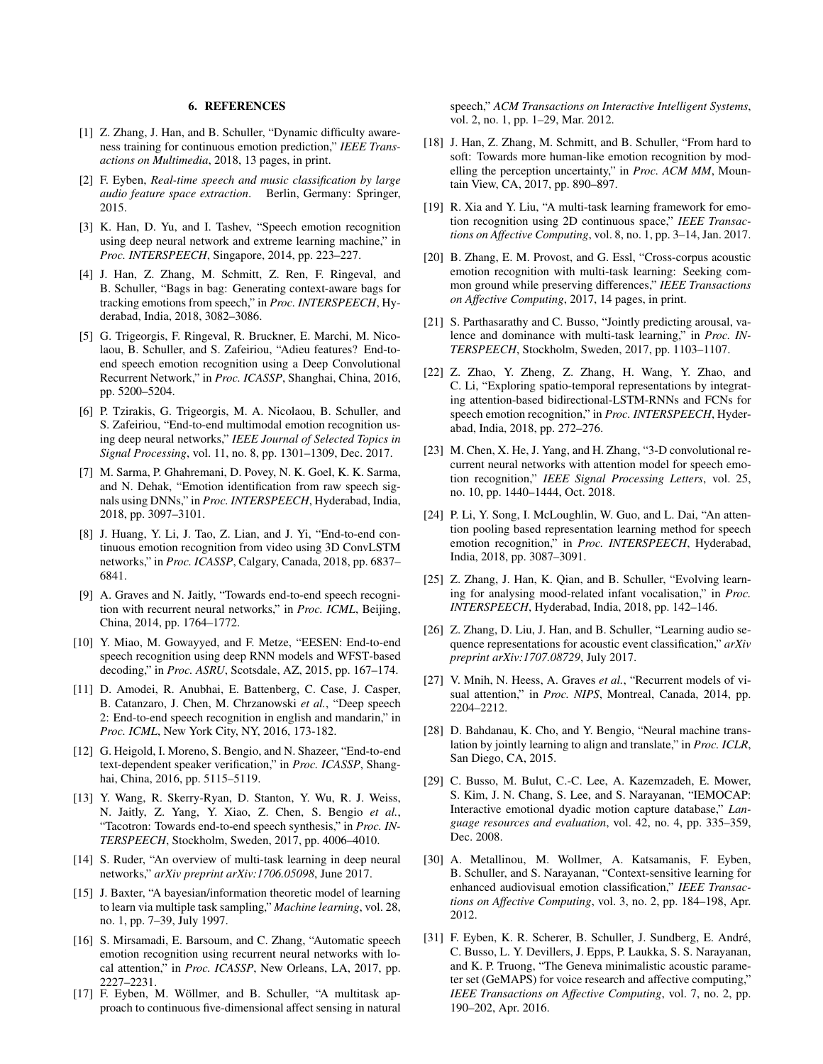## 6. REFERENCES

[1] Z. Zhang, J. Han, and B. Schuller, "Dynamic difficulty awareness training for continuous emotion prediction," *IEEE Transactions on Multimedia*, 2018, 13 pages, in print.

[2] F. Eyben, *Real-time speech and music classification by large audio feature space extraction*. Berlin, Germany: Springer, 2015.

[3] K. Han, D. Yu, and I. Tashev, "Speech emotion recognition using deep neural network and extreme learning machine," in *Proc. INTERSPEECH*, Singapore, 2014, pp. 223–227.

[4] J. Han, Z. Zhang, M. Schmitt, Z. Ren, F. Ringeval, and B. Schuller, "Bags in bag: Generating context-aware bags for tracking emotions from speech," in *Proc. INTERSPEECH*, Hyderabad, India, 2018, 3082–3086.

[5] G. Trigeorgis, F. Ringeval, R. Bruckner, E. Marchi, M. Nicolaou, B. Schuller, and S. Zafeiriou, "Adieu features? End-to-end speech emotion recognition using a Deep Convolutional Recurrent Network," in *Proc. ICASSP*, Shanghai, China, 2016, pp. 5200–5204.

[6] P. Tzirakis, G. Trigeorgis, M. A. Nicolaou, B. Schuller, and S. Zafeiriou, "End-to-end multimodal emotion recognition using deep neural networks," *IEEE Journal of Selected Topics in Signal Processing*, vol. 11, no. 8, pp. 1301–1309, Dec. 2017.

[7] M. Sarma, P. Ghahremani, D. Povey, N. K. Goel, K. K. Sarma, and N. Dehak, "Emotion identification from raw speech signals using DNNs," in *Proc. INTERSPEECH*, Hyderabad, India, 2018, pp. 3097–3101.

[8] J. Huang, Y. Li, J. Tao, Z. Lian, and J. Yi, "End-to-end continuous emotion recognition from video using 3D ConvLSTM networks," in *Proc. ICASSP*, Calgary, Canada, 2018, pp. 6837–6841.

[9] A. Graves and N. Jaitly, "Towards end-to-end speech recognition with recurrent neural networks," in *Proc. ICML*, Beijing, China, 2014, pp. 1764–1772.

[10] Y. Miao, M. Gowayyed, and F. Metze, "EESEN: End-to-end speech recognition using deep RNN models and WFST-based decoding," in *Proc. ASRU*, Scotsdale, AZ, 2015, pp. 167–174.

[11] D. Amodei, R. Anubhai, E. Battenberg, C. Case, J. Casper, B. Catanzaro, J. Chen, M. Chrzanowski *et al.*, "Deep speech 2: End-to-end speech recognition in english and mandarin," in *Proc. ICML*, New York City, NY, 2016, 173-182.

[12] G. Heigold, I. Moreno, S. Bengio, and N. Shazeer, "End-to-end text-dependent speaker verification," in *Proc. ICASSP*, Shanghai, China, 2016, pp. 5115–5119.

[13] Y. Wang, R. Skerry-Ryan, D. Stanton, Y. Wu, R. J. Weiss, N. Jaitly, Z. Yang, Y. Xiao, Z. Chen, S. Bengio *et al.*, "Tacotron: Towards end-to-end speech synthesis," in *Proc. INTERSPEECH*, Stockholm, Sweden, 2017, pp. 4006–4010.

[14] S. Ruder, "An overview of multi-task learning in deep neural networks," *arXiv preprint arXiv:1706.05098*, June 2017.

[15] J. Baxter, "A bayesian/information theoretic model of learning to learn via multiple task sampling," *Machine learning*, vol. 28, no. 1, pp. 7–39, July 1997.

[16] S. Mirsamadi, E. Barsoum, and C. Zhang, "Automatic speech emotion recognition using recurrent neural networks with local attention," in *Proc. ICASSP*, New Orleans, LA, 2017, pp. 2227–2231.

[17] F. Eyben, M. Wöllmer, and B. Schuller, "A multitask approach to continuous five-dimensional affect sensing in natural speech," *ACM Transactions on Interactive Intelligent Systems*, vol. 2, no. 1, pp. 1–29, Mar. 2012.

[18] J. Han, Z. Zhang, M. Schmitt, and B. Schuller, "From hard to soft: Towards more human-like emotion recognition by modelling the perception uncertainty," in *Proc. ACM MM*, Mountain View, CA, 2017, pp. 890–897.

[19] R. Xia and Y. Liu, "A multi-task learning framework for emotion recognition using 2D continuous space," *IEEE Transactions on Affective Computing*, vol. 8, no. 1, pp. 3–14, Jan. 2017.

[20] B. Zhang, E. M. Provost, and G. Essl, "Cross-corpus acoustic emotion recognition with multi-task learning: Seeking common ground while preserving differences," *IEEE Transactions on Affective Computing*, 2017, 14 pages, in print.

[21] S. Parthasarathy and C. Busso, "Jointly predicting arousal, valence and dominance with multi-task learning," in *Proc. INTERSPEECH*, Stockholm, Sweden, 2017, pp. 1103–1107.

[22] Z. Zhao, Y. Zheng, Z. Zhang, H. Wang, Y. Zhao, and C. Li, "Exploring spatio-temporal representations by integrating attention-based bidirectional-LSTM-RNNs and FCNs for speech emotion recognition," in *Proc. INTERSPEECH*, Hyderabad, India, 2018, pp. 272–276.

[23] M. Chen, X. He, J. Yang, and H. Zhang, "3-D convolutional recurrent neural networks with attention model for speech emotion recognition," *IEEE Signal Processing Letters*, vol. 25, no. 10, pp. 1440–1444, Oct. 2018.

[24] P. Li, Y. Song, I. McLoughlin, W. Guo, and L. Dai, "An attention pooling based representation learning method for speech emotion recognition," in *Proc. INTERSPEECH*, Hyderabad, India, 2018, pp. 3087–3091.

[25] Z. Zhang, J. Han, K. Qian, and B. Schuller, "Evolving learning for analysing mood-related infant vocalisation," in *Proc. INTERSPEECH*, Hyderabad, India, 2018, pp. 142–146.

[26] Z. Zhang, D. Liu, J. Han, and B. Schuller, "Learning audio sequence representations for acoustic event classification," *arXiv preprint arXiv:1707.08729*, July 2017.

[27] V. Mnih, N. Heess, A. Graves *et al.*, "Recurrent models of visual attention," in *Proc. NIPS*, Montreal, Canada, 2014, pp. 2204–2212.

[28] D. Bahdanau, K. Cho, and Y. Bengio, "Neural machine translation by jointly learning to align and translate," in *Proc. ICLR*, San Diego, CA, 2015.

[29] C. Busso, M. Bulut, C.-C. Lee, A. Kazemzadeh, E. Mower, S. Kim, J. N. Chang, S. Lee, and S. Narayanan, "IEMOCAP: Interactive emotional dyadic motion capture database," *Language resources and evaluation*, vol. 42, no. 4, pp. 335–359, Dec. 2008.

[30] A. Metallinou, M. Wollmer, A. Katsamanis, F. Eyben, B. Schuller, and S. Narayanan, "Context-sensitive learning for enhanced audiovisual emotion classification," *IEEE Transactions on Affective Computing*, vol. 3, no. 2, pp. 184–198, Apr. 2012.

[31] F. Eyben, K. R. Scherer, B. Schuller, J. Sundberg, E. André, C. Busso, L. Y. Devillers, J. Epps, P. Laukka, S. S. Narayanan, and K. P. Truong, "The Geneva minimalistic acoustic parameter set (GeMAPS) for voice research and affective computing," *IEEE Transactions on Affective Computing*, vol. 7, no. 2, pp. 190–202, Apr. 2016.